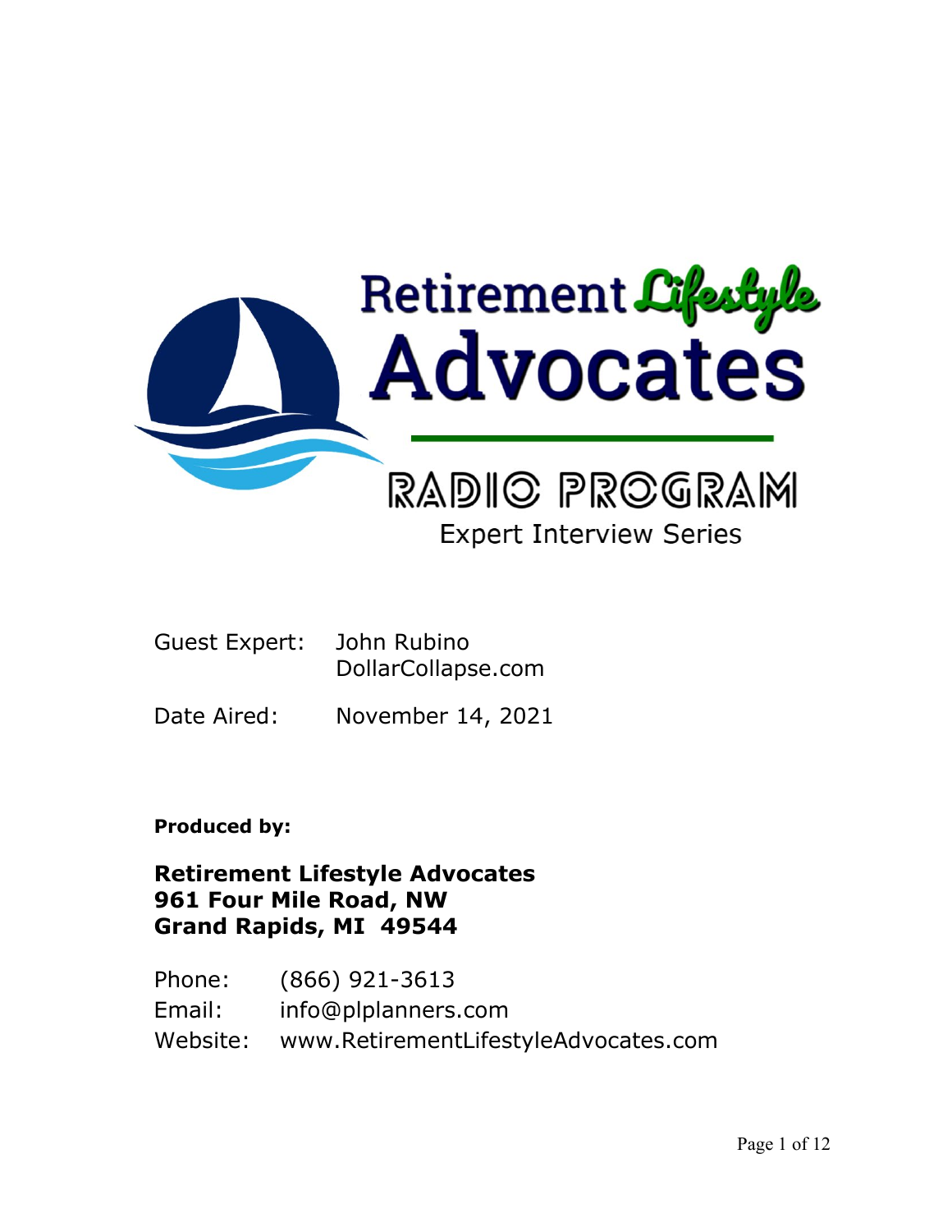# Retirement Lifestyle Advocates

## RADIO PROGRAM

### Expert Interview Series

Guest Expert: John Rubino
DollarCollapse.com

Date Aired: November 14, 2021

**Produced by:**

**Retirement Lifestyle Advocates**
**961 Four Mile Road, NW**
**Grand Rapids, MI 49544**

Phone: (866) 921-3613
Email: info@plplanners.com
Website: www.RetirementLifestyleAdvocates.com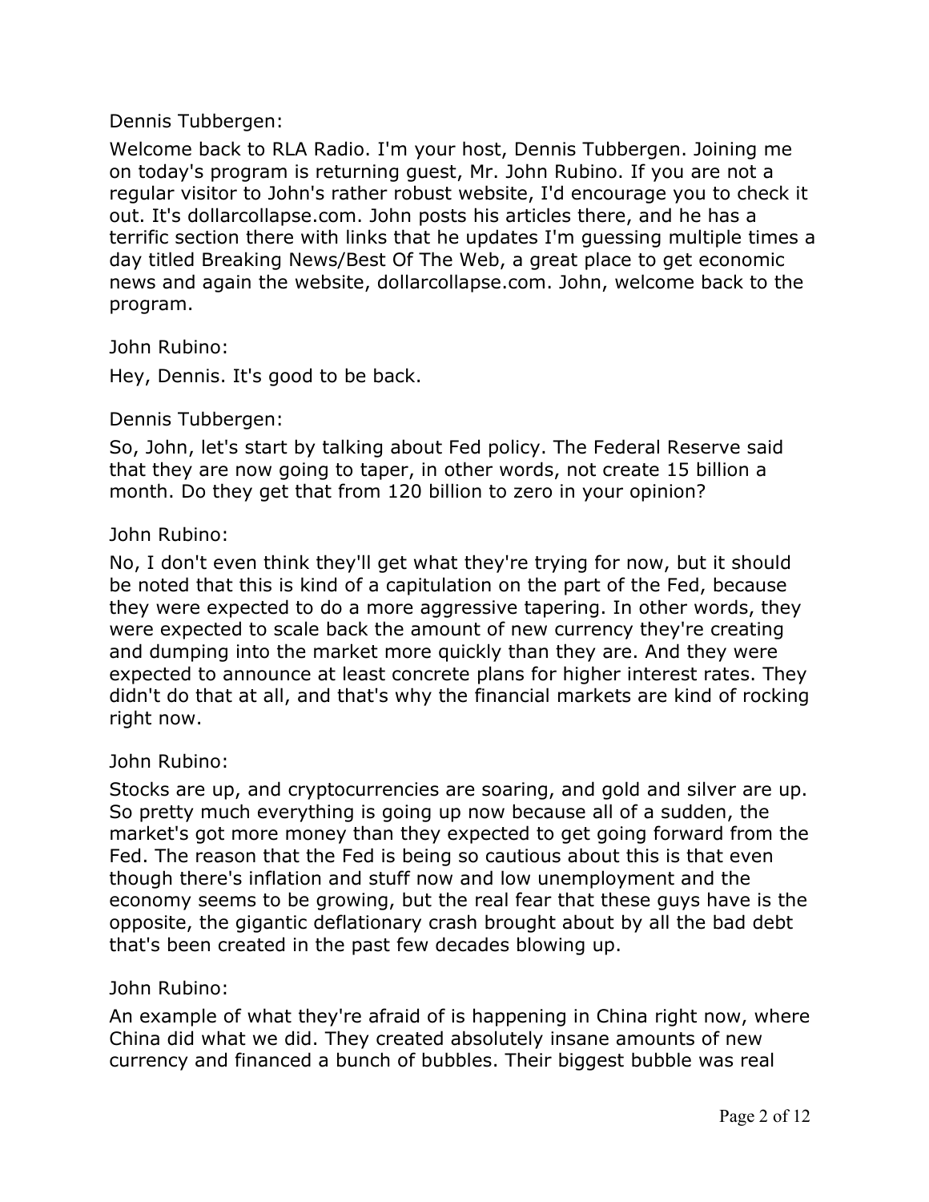Dennis Tubbergen:

Welcome back to RLA Radio. I'm your host, Dennis Tubbergen. Joining me on today's program is returning guest, Mr. John Rubino. If you are not a regular visitor to John's rather robust website, I'd encourage you to check it out. It's dollarcollapse.com. John posts his articles there, and he has a terrific section there with links that he updates I'm guessing multiple times a day titled Breaking News/Best Of The Web, a great place to get economic news and again the website, dollarcollapse.com. John, welcome back to the program.

John Rubino:

Hey, Dennis. It's good to be back.

Dennis Tubbergen:

So, John, let's start by talking about Fed policy. The Federal Reserve said that they are now going to taper, in other words, not create 15 billion a month. Do they get that from 120 billion to zero in your opinion?

John Rubino:

No, I don't even think they'll get what they're trying for now, but it should be noted that this is kind of a capitulation on the part of the Fed, because they were expected to do a more aggressive tapering. In other words, they were expected to scale back the amount of new currency they're creating and dumping into the market more quickly than they are. And they were expected to announce at least concrete plans for higher interest rates. They didn't do that at all, and that's why the financial markets are kind of rocking right now.

John Rubino:

Stocks are up, and cryptocurrencies are soaring, and gold and silver are up. So pretty much everything is going up now because all of a sudden, the market's got more money than they expected to get going forward from the Fed. The reason that the Fed is being so cautious about this is that even though there's inflation and stuff now and low unemployment and the economy seems to be growing, but the real fear that these guys have is the opposite, the gigantic deflationary crash brought about by all the bad debt that's been created in the past few decades blowing up.

John Rubino:

An example of what they're afraid of is happening in China right now, where China did what we did. They created absolutely insane amounts of new currency and financed a bunch of bubbles. Their biggest bubble was real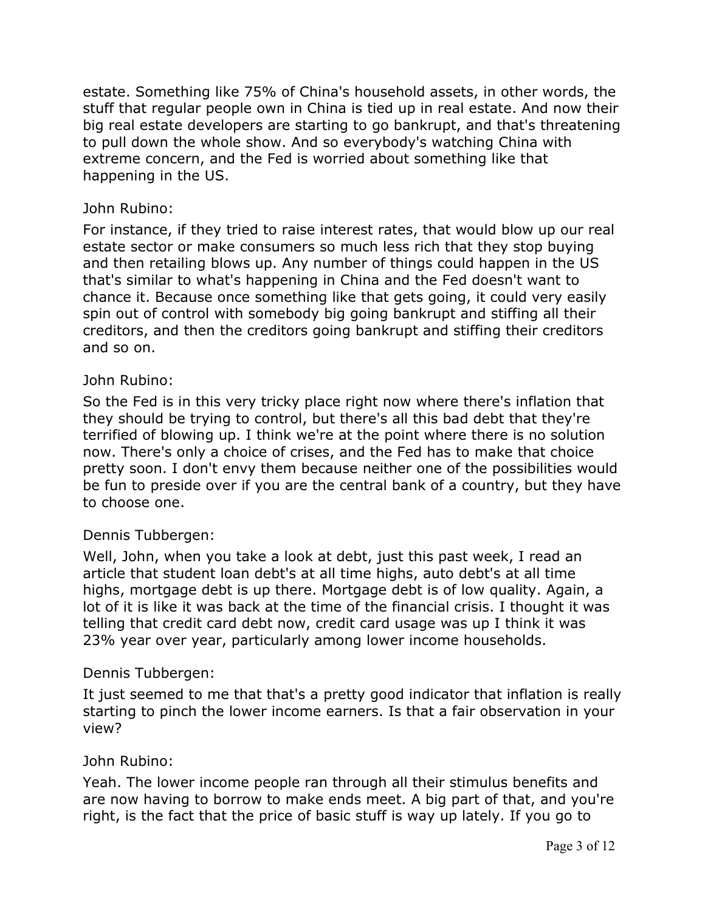estate. Something like 75% of China's household assets, in other words, the stuff that regular people own in China is tied up in real estate. And now their big real estate developers are starting to go bankrupt, and that's threatening to pull down the whole show. And so everybody's watching China with extreme concern, and the Fed is worried about something like that happening in the US.

John Rubino:

For instance, if they tried to raise interest rates, that would blow up our real estate sector or make consumers so much less rich that they stop buying and then retailing blows up. Any number of things could happen in the US that's similar to what's happening in China and the Fed doesn't want to chance it. Because once something like that gets going, it could very easily spin out of control with somebody big going bankrupt and stiffing all their creditors, and then the creditors going bankrupt and stiffing their creditors and so on.

John Rubino:

So the Fed is in this very tricky place right now where there's inflation that they should be trying to control, but there's all this bad debt that they're terrified of blowing up. I think we're at the point where there is no solution now. There's only a choice of crises, and the Fed has to make that choice pretty soon. I don't envy them because neither one of the possibilities would be fun to preside over if you are the central bank of a country, but they have to choose one.

Dennis Tubbergen:

Well, John, when you take a look at debt, just this past week, I read an article that student loan debt's at all time highs, auto debt's at all time highs, mortgage debt is up there. Mortgage debt is of low quality. Again, a lot of it is like it was back at the time of the financial crisis. I thought it was telling that credit card debt now, credit card usage was up I think it was 23% year over year, particularly among lower income households.

Dennis Tubbergen:

It just seemed to me that that's a pretty good indicator that inflation is really starting to pinch the lower income earners. Is that a fair observation in your view?

John Rubino:

Yeah. The lower income people ran through all their stimulus benefits and are now having to borrow to make ends meet. A big part of that, and you're right, is the fact that the price of basic stuff is way up lately. If you go to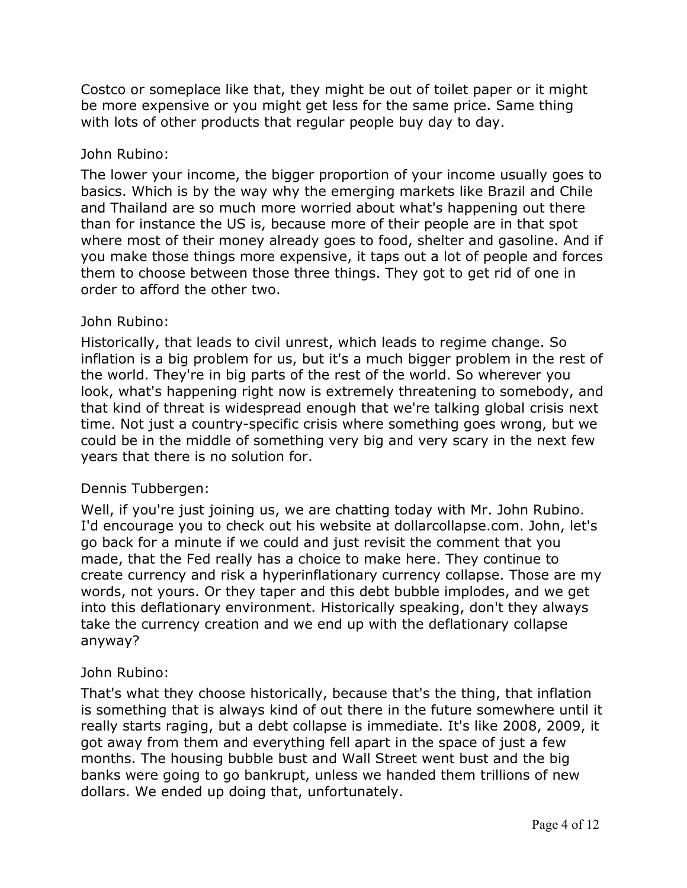Costco or someplace like that, they might be out of toilet paper or it might be more expensive or you might get less for the same price. Same thing with lots of other products that regular people buy day to day.

John Rubino:

The lower your income, the bigger proportion of your income usually goes to basics. Which is by the way why the emerging markets like Brazil and Chile and Thailand are so much more worried about what's happening out there than for instance the US is, because more of their people are in that spot where most of their money already goes to food, shelter and gasoline. And if you make those things more expensive, it taps out a lot of people and forces them to choose between those three things. They got to get rid of one in order to afford the other two.

John Rubino:

Historically, that leads to civil unrest, which leads to regime change. So inflation is a big problem for us, but it's a much bigger problem in the rest of the world. They're in big parts of the rest of the world. So wherever you look, what's happening right now is extremely threatening to somebody, and that kind of threat is widespread enough that we're talking global crisis next time. Not just a country-specific crisis where something goes wrong, but we could be in the middle of something very big and very scary in the next few years that there is no solution for.

Dennis Tubbergen:

Well, if you're just joining us, we are chatting today with Mr. John Rubino. I'd encourage you to check out his website at dollarcollapse.com. John, let's go back for a minute if we could and just revisit the comment that you made, that the Fed really has a choice to make here. They continue to create currency and risk a hyperinflationary currency collapse. Those are my words, not yours. Or they taper and this debt bubble implodes, and we get into this deflationary environment. Historically speaking, don't they always take the currency creation and we end up with the deflationary collapse anyway?

John Rubino:

That's what they choose historically, because that's the thing, that inflation is something that is always kind of out there in the future somewhere until it really starts raging, but a debt collapse is immediate. It's like 2008, 2009, it got away from them and everything fell apart in the space of just a few months. The housing bubble bust and Wall Street went bust and the big banks were going to go bankrupt, unless we handed them trillions of new dollars. We ended up doing that, unfortunately.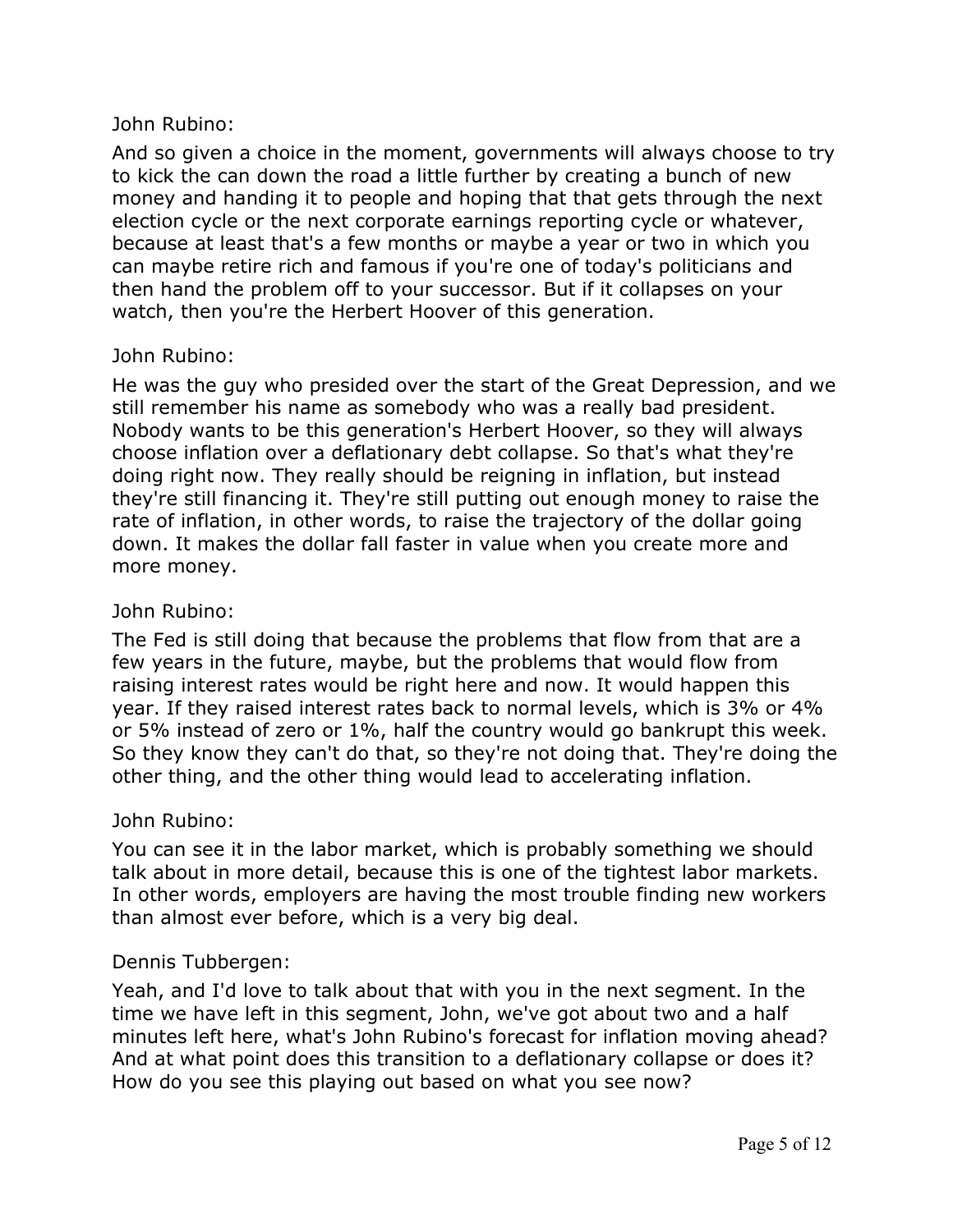John Rubino:

And so given a choice in the moment, governments will always choose to try to kick the can down the road a little further by creating a bunch of new money and handing it to people and hoping that that gets through the next election cycle or the next corporate earnings reporting cycle or whatever, because at least that's a few months or maybe a year or two in which you can maybe retire rich and famous if you're one of today's politicians and then hand the problem off to your successor. But if it collapses on your watch, then you're the Herbert Hoover of this generation.

John Rubino:

He was the guy who presided over the start of the Great Depression, and we still remember his name as somebody who was a really bad president. Nobody wants to be this generation's Herbert Hoover, so they will always choose inflation over a deflationary debt collapse. So that's what they're doing right now. They really should be reigning in inflation, but instead they're still financing it. They're still putting out enough money to raise the rate of inflation, in other words, to raise the trajectory of the dollar going down. It makes the dollar fall faster in value when you create more and more money.

John Rubino:

The Fed is still doing that because the problems that flow from that are a few years in the future, maybe, but the problems that would flow from raising interest rates would be right here and now. It would happen this year. If they raised interest rates back to normal levels, which is 3% or 4% or 5% instead of zero or 1%, half the country would go bankrupt this week. So they know they can't do that, so they're not doing that. They're doing the other thing, and the other thing would lead to accelerating inflation.

John Rubino:

You can see it in the labor market, which is probably something we should talk about in more detail, because this is one of the tightest labor markets. In other words, employers are having the most trouble finding new workers than almost ever before, which is a very big deal.

Dennis Tubbergen:

Yeah, and I'd love to talk about that with you in the next segment. In the time we have left in this segment, John, we've got about two and a half minutes left here, what's John Rubino's forecast for inflation moving ahead? And at what point does this transition to a deflationary collapse or does it? How do you see this playing out based on what you see now?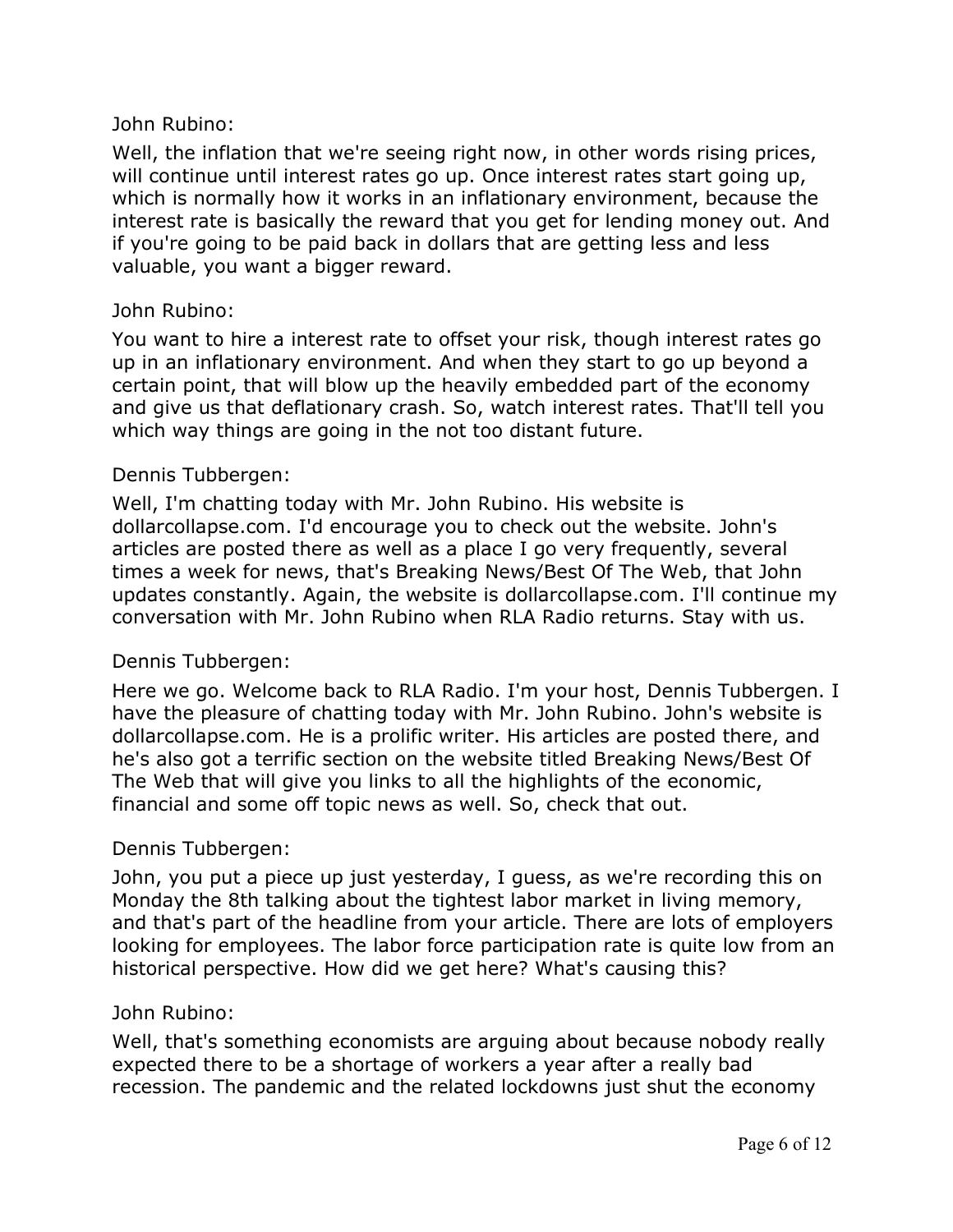John Rubino:

Well, the inflation that we're seeing right now, in other words rising prices, will continue until interest rates go up. Once interest rates start going up, which is normally how it works in an inflationary environment, because the interest rate is basically the reward that you get for lending money out. And if you're going to be paid back in dollars that are getting less and less valuable, you want a bigger reward.

John Rubino:

You want to hire a interest rate to offset your risk, though interest rates go up in an inflationary environment. And when they start to go up beyond a certain point, that will blow up the heavily embedded part of the economy and give us that deflationary crash. So, watch interest rates. That'll tell you which way things are going in the not too distant future.

Dennis Tubbergen:

Well, I'm chatting today with Mr. John Rubino. His website is dollarcollapse.com. I'd encourage you to check out the website. John's articles are posted there as well as a place I go very frequently, several times a week for news, that's Breaking News/Best Of The Web, that John updates constantly. Again, the website is dollarcollapse.com. I'll continue my conversation with Mr. John Rubino when RLA Radio returns. Stay with us.

Dennis Tubbergen:

Here we go. Welcome back to RLA Radio. I'm your host, Dennis Tubbergen. I have the pleasure of chatting today with Mr. John Rubino. John's website is dollarcollapse.com. He is a prolific writer. His articles are posted there, and he's also got a terrific section on the website titled Breaking News/Best Of The Web that will give you links to all the highlights of the economic, financial and some off topic news as well. So, check that out.

Dennis Tubbergen:

John, you put a piece up just yesterday, I guess, as we're recording this on Monday the 8th talking about the tightest labor market in living memory, and that's part of the headline from your article. There are lots of employers looking for employees. The labor force participation rate is quite low from an historical perspective. How did we get here? What's causing this?

John Rubino:

Well, that's something economists are arguing about because nobody really expected there to be a shortage of workers a year after a really bad recession. The pandemic and the related lockdowns just shut the economy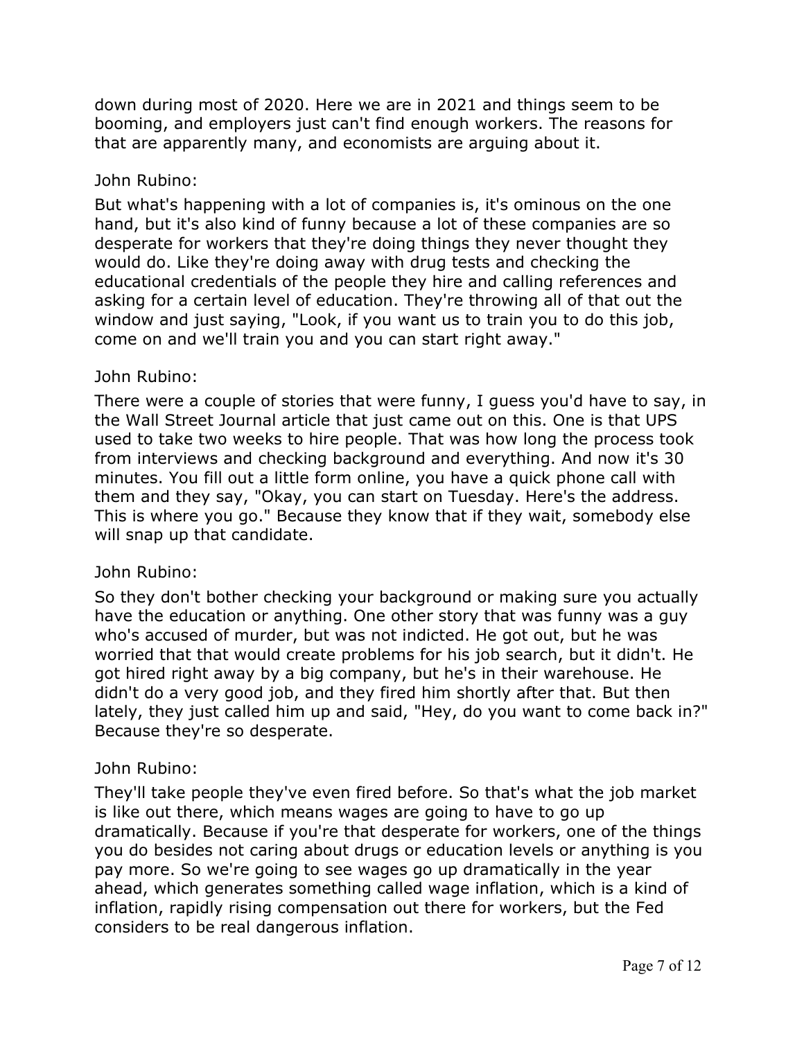down during most of 2020. Here we are in 2021 and things seem to be booming, and employers just can't find enough workers. The reasons for that are apparently many, and economists are arguing about it.

John Rubino:

But what's happening with a lot of companies is, it's ominous on the one hand, but it's also kind of funny because a lot of these companies are so desperate for workers that they're doing things they never thought they would do. Like they're doing away with drug tests and checking the educational credentials of the people they hire and calling references and asking for a certain level of education. They're throwing all of that out the window and just saying, "Look, if you want us to train you to do this job, come on and we'll train you and you can start right away."

John Rubino:

There were a couple of stories that were funny, I guess you'd have to say, in the Wall Street Journal article that just came out on this. One is that UPS used to take two weeks to hire people. That was how long the process took from interviews and checking background and everything. And now it's 30 minutes. You fill out a little form online, you have a quick phone call with them and they say, "Okay, you can start on Tuesday. Here's the address. This is where you go." Because they know that if they wait, somebody else will snap up that candidate.

John Rubino:

So they don't bother checking your background or making sure you actually have the education or anything. One other story that was funny was a guy who's accused of murder, but was not indicted. He got out, but he was worried that that would create problems for his job search, but it didn't. He got hired right away by a big company, but he's in their warehouse. He didn't do a very good job, and they fired him shortly after that. But then lately, they just called him up and said, "Hey, do you want to come back in?" Because they're so desperate.

John Rubino:

They'll take people they've even fired before. So that's what the job market is like out there, which means wages are going to have to go up dramatically. Because if you're that desperate for workers, one of the things you do besides not caring about drugs or education levels or anything is you pay more. So we're going to see wages go up dramatically in the year ahead, which generates something called wage inflation, which is a kind of inflation, rapidly rising compensation out there for workers, but the Fed considers to be real dangerous inflation.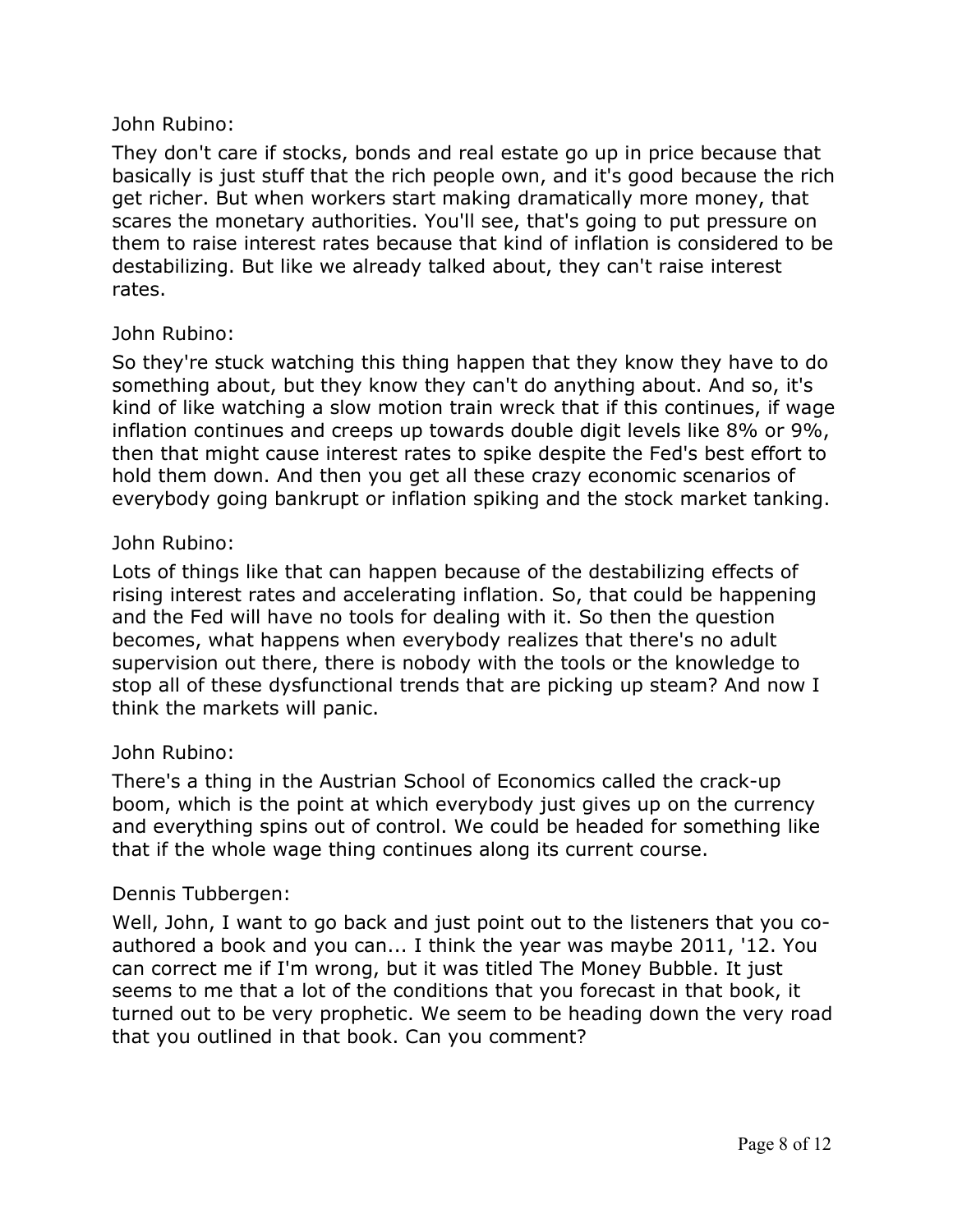John Rubino:

They don't care if stocks, bonds and real estate go up in price because that basically is just stuff that the rich people own, and it's good because the rich get richer. But when workers start making dramatically more money, that scares the monetary authorities. You'll see, that's going to put pressure on them to raise interest rates because that kind of inflation is considered to be destabilizing. But like we already talked about, they can't raise interest rates.

John Rubino:

So they're stuck watching this thing happen that they know they have to do something about, but they know they can't do anything about. And so, it's kind of like watching a slow motion train wreck that if this continues, if wage inflation continues and creeps up towards double digit levels like 8% or 9%, then that might cause interest rates to spike despite the Fed's best effort to hold them down. And then you get all these crazy economic scenarios of everybody going bankrupt or inflation spiking and the stock market tanking.

John Rubino:

Lots of things like that can happen because of the destabilizing effects of rising interest rates and accelerating inflation. So, that could be happening and the Fed will have no tools for dealing with it. So then the question becomes, what happens when everybody realizes that there's no adult supervision out there, there is nobody with the tools or the knowledge to stop all of these dysfunctional trends that are picking up steam? And now I think the markets will panic.

John Rubino:

There's a thing in the Austrian School of Economics called the crack-up boom, which is the point at which everybody just gives up on the currency and everything spins out of control. We could be headed for something like that if the whole wage thing continues along its current course.

Dennis Tubbergen:

Well, John, I want to go back and just point out to the listeners that you co-authored a book and you can... I think the year was maybe 2011, '12. You can correct me if I'm wrong, but it was titled The Money Bubble. It just seems to me that a lot of the conditions that you forecast in that book, it turned out to be very prophetic. We seem to be heading down the very road that you outlined in that book. Can you comment?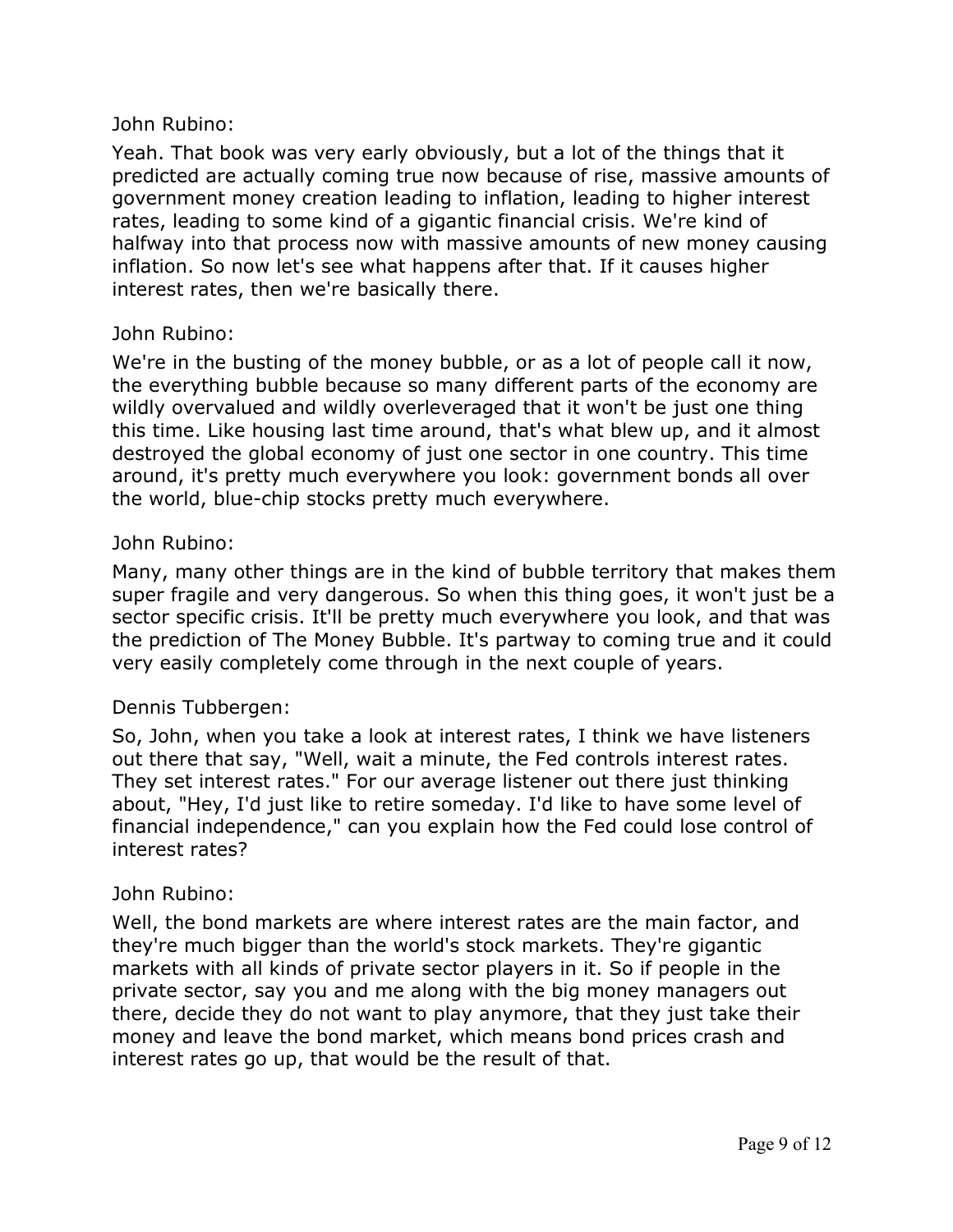John Rubino:

Yeah. That book was very early obviously, but a lot of the things that it predicted are actually coming true now because of rise, massive amounts of government money creation leading to inflation, leading to higher interest rates, leading to some kind of a gigantic financial crisis. We're kind of halfway into that process now with massive amounts of new money causing inflation. So now let's see what happens after that. If it causes higher interest rates, then we're basically there.

John Rubino:

We're in the busting of the money bubble, or as a lot of people call it now, the everything bubble because so many different parts of the economy are wildly overvalued and wildly overleveraged that it won't be just one thing this time. Like housing last time around, that's what blew up, and it almost destroyed the global economy of just one sector in one country. This time around, it's pretty much everywhere you look: government bonds all over the world, blue-chip stocks pretty much everywhere.

John Rubino:

Many, many other things are in the kind of bubble territory that makes them super fragile and very dangerous. So when this thing goes, it won't just be a sector specific crisis. It'll be pretty much everywhere you look, and that was the prediction of The Money Bubble. It's partway to coming true and it could very easily completely come through in the next couple of years.

Dennis Tubbergen:

So, John, when you take a look at interest rates, I think we have listeners out there that say, "Well, wait a minute, the Fed controls interest rates. They set interest rates." For our average listener out there just thinking about, "Hey, I'd just like to retire someday. I'd like to have some level of financial independence," can you explain how the Fed could lose control of interest rates?

John Rubino:

Well, the bond markets are where interest rates are the main factor, and they're much bigger than the world's stock markets. They're gigantic markets with all kinds of private sector players in it. So if people in the private sector, say you and me along with the big money managers out there, decide they do not want to play anymore, that they just take their money and leave the bond market, which means bond prices crash and interest rates go up, that would be the result of that.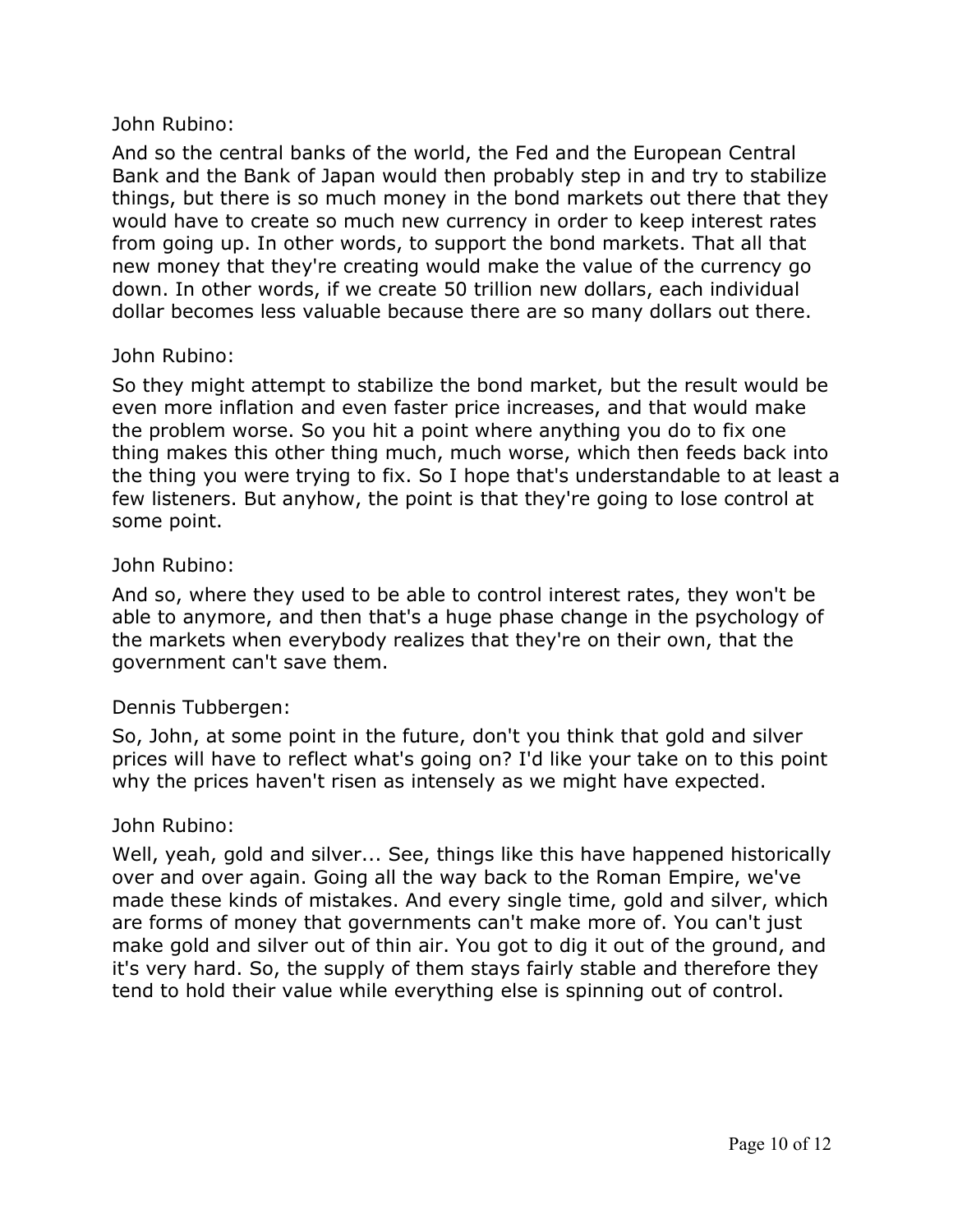John Rubino:

And so the central banks of the world, the Fed and the European Central Bank and the Bank of Japan would then probably step in and try to stabilize things, but there is so much money in the bond markets out there that they would have to create so much new currency in order to keep interest rates from going up. In other words, to support the bond markets. That all that new money that they're creating would make the value of the currency go down. In other words, if we create 50 trillion new dollars, each individual dollar becomes less valuable because there are so many dollars out there.

John Rubino:

So they might attempt to stabilize the bond market, but the result would be even more inflation and even faster price increases, and that would make the problem worse. So you hit a point where anything you do to fix one thing makes this other thing much, much worse, which then feeds back into the thing you were trying to fix. So I hope that's understandable to at least a few listeners. But anyhow, the point is that they're going to lose control at some point.

John Rubino:

And so, where they used to be able to control interest rates, they won't be able to anymore, and then that's a huge phase change in the psychology of the markets when everybody realizes that they're on their own, that the government can't save them.

Dennis Tubbergen:

So, John, at some point in the future, don't you think that gold and silver prices will have to reflect what's going on? I'd like your take on to this point why the prices haven't risen as intensely as we might have expected.

John Rubino:

Well, yeah, gold and silver... See, things like this have happened historically over and over again. Going all the way back to the Roman Empire, we've made these kinds of mistakes. And every single time, gold and silver, which are forms of money that governments can't make more of. You can't just make gold and silver out of thin air. You got to dig it out of the ground, and it's very hard. So, the supply of them stays fairly stable and therefore they tend to hold their value while everything else is spinning out of control.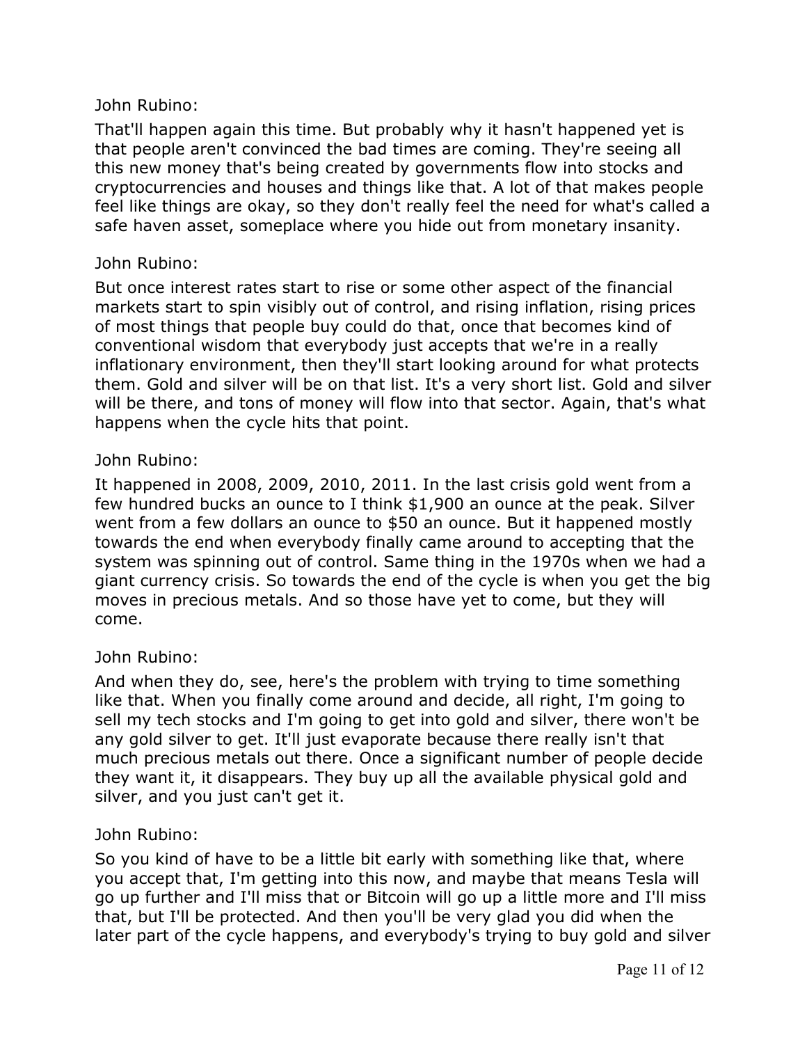John Rubino:

That'll happen again this time. But probably why it hasn't happened yet is that people aren't convinced the bad times are coming. They're seeing all this new money that's being created by governments flow into stocks and cryptocurrencies and houses and things like that. A lot of that makes people feel like things are okay, so they don't really feel the need for what's called a safe haven asset, someplace where you hide out from monetary insanity.

John Rubino:

But once interest rates start to rise or some other aspect of the financial markets start to spin visibly out of control, and rising inflation, rising prices of most things that people buy could do that, once that becomes kind of conventional wisdom that everybody just accepts that we're in a really inflationary environment, then they'll start looking around for what protects them. Gold and silver will be on that list. It's a very short list. Gold and silver will be there, and tons of money will flow into that sector. Again, that's what happens when the cycle hits that point.

John Rubino:

It happened in 2008, 2009, 2010, 2011. In the last crisis gold went from a few hundred bucks an ounce to I think $1,900 an ounce at the peak. Silver went from a few dollars an ounce to $50 an ounce. But it happened mostly towards the end when everybody finally came around to accepting that the system was spinning out of control. Same thing in the 1970s when we had a giant currency crisis. So towards the end of the cycle is when you get the big moves in precious metals. And so those have yet to come, but they will come.

John Rubino:

And when they do, see, here's the problem with trying to time something like that. When you finally come around and decide, all right, I'm going to sell my tech stocks and I'm going to get into gold and silver, there won't be any gold silver to get. It'll just evaporate because there really isn't that much precious metals out there. Once a significant number of people decide they want it, it disappears. They buy up all the available physical gold and silver, and you just can't get it.

John Rubino:

So you kind of have to be a little bit early with something like that, where you accept that, I'm getting into this now, and maybe that means Tesla will go up further and I'll miss that or Bitcoin will go up a little more and I'll miss that, but I'll be protected. And then you'll be very glad you did when the later part of the cycle happens, and everybody's trying to buy gold and silver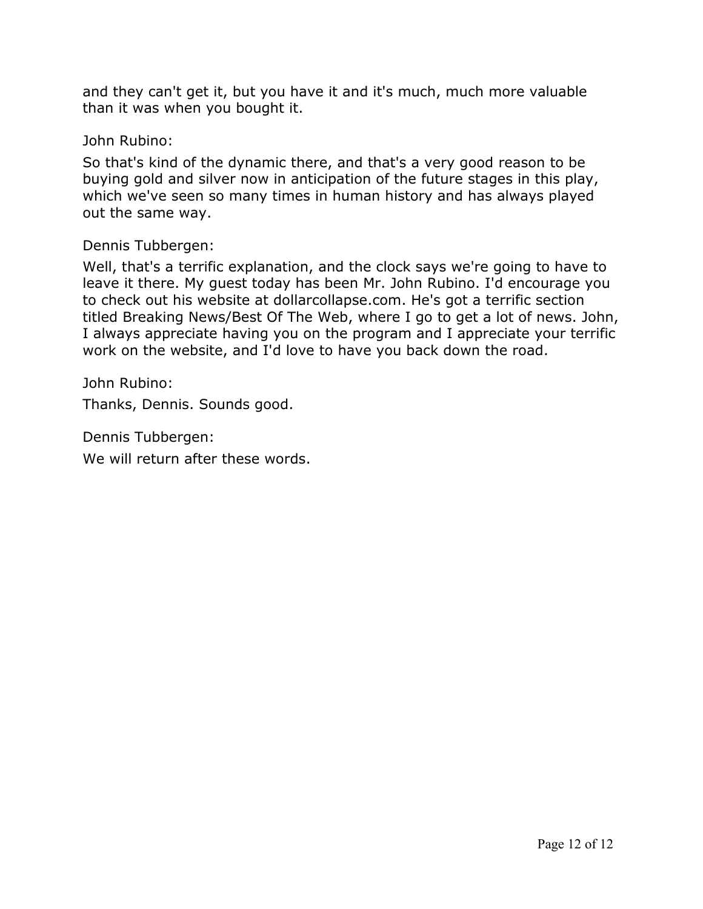and they can't get it, but you have it and it's much, much more valuable than it was when you bought it.

John Rubino:

So that's kind of the dynamic there, and that's a very good reason to be buying gold and silver now in anticipation of the future stages in this play, which we've seen so many times in human history and has always played out the same way.

Dennis Tubbergen:

Well, that's a terrific explanation, and the clock says we're going to have to leave it there. My guest today has been Mr. John Rubino. I'd encourage you to check out his website at dollarcollapse.com. He's got a terrific section titled Breaking News/Best Of The Web, where I go to get a lot of news. John, I always appreciate having you on the program and I appreciate your terrific work on the website, and I'd love to have you back down the road.

John Rubino:

Thanks, Dennis. Sounds good.

Dennis Tubbergen:

We will return after these words.